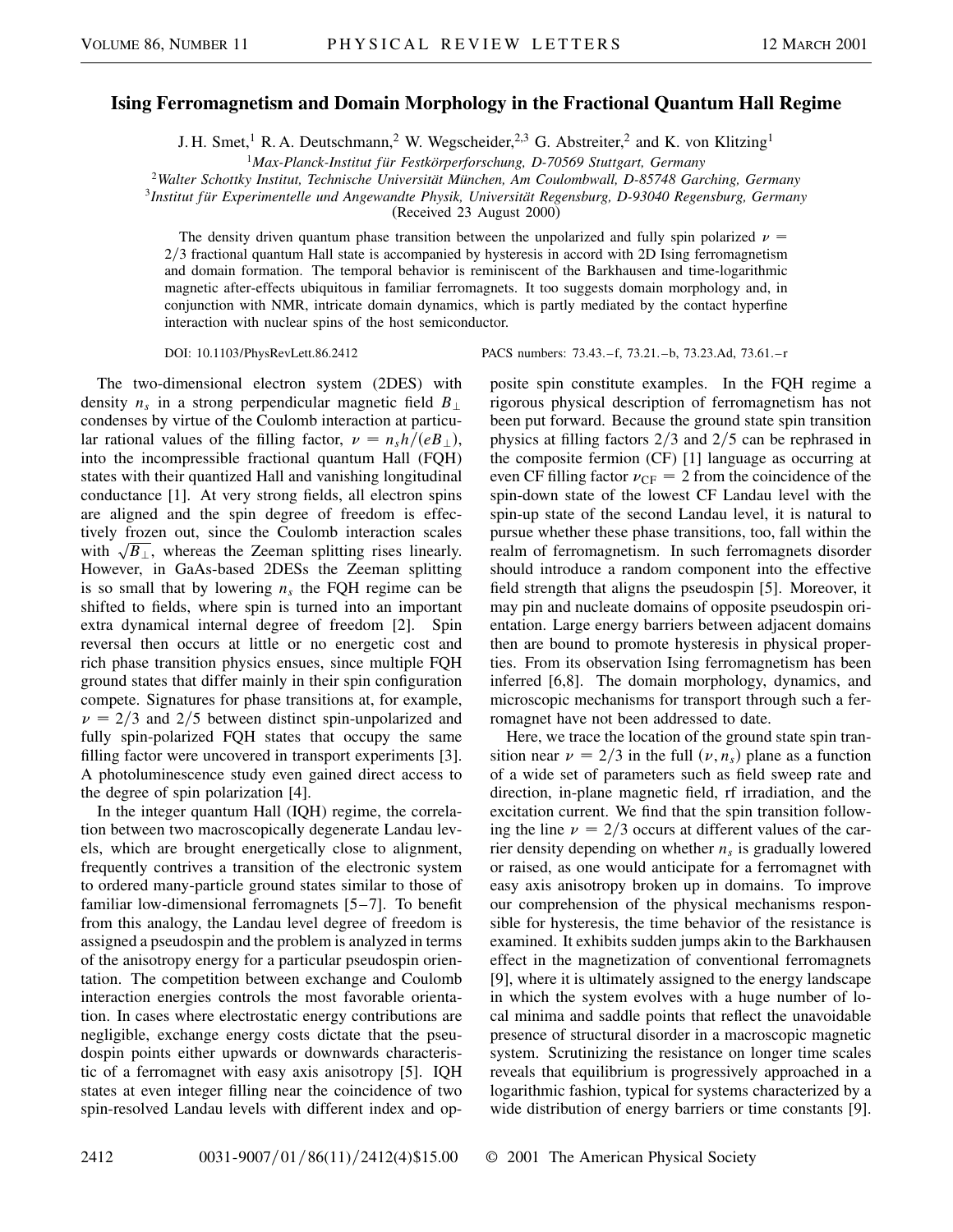# Ising Ferromagnetism and Domain Morphology in the Fractional Quantum Hall Regime

J. H. Smet,[1] R. A. Deutschmann,[2] W. Wegscheider,[2,3] G. Abstreiter,[2] and K. von Klitzing[1]

[1]*Max-Planck-Institut für Festkörperforschung, D-70569 Stuttgart, Germany*
[2]*Walter Schottky Institut, Technische Universität München, Am Coulombwall, D-85748 Garching, Germany*
[3]*Institut für Experimentelle und Angewandte Physik, Universität Regensburg, D-93040 Regensburg, Germany*

(Received 23 August 2000)

The density driven quantum phase transition between the unpolarized and fully spin polarized $\nu = 2/3$ fractional quantum Hall state is accompanied by hysteresis in accord with 2D Ising ferromagnetism and domain formation. The temporal behavior is reminiscent of the Barkhausen and time-logarithmic magnetic after-effects ubiquitous in familiar ferromagnets. It too suggests domain morphology and, in conjunction with NMR, intricate domain dynamics, which is partly mediated by the contact hyperfine interaction with nuclear spins of the host semiconductor.

DOI: 10.1103/PhysRevLett.86.2412 PACS numbers: 73.43.–f, 73.21.–b, 73.23.Ad, 73.61.–r

The two-dimensional electron system (2DES) with density $n_s$ in a strong perpendicular magnetic field $B_\perp$ condenses by virtue of the Coulomb interaction at particular rational values of the filling factor, $\nu = n_s h/(eB_\perp)$, into the incompressible fractional quantum Hall (FQH) states with their quantized Hall and vanishing longitudinal conductance [1]. At very strong fields, all electron spins are aligned and the spin degree of freedom is effectively frozen out, since the Coulomb interaction scales with $\sqrt{B_\perp}$, whereas the Zeeman splitting rises linearly. However, in GaAs-based 2DESs the Zeeman splitting is so small that by lowering $n_s$ the FQH regime can be shifted to fields, where spin is turned into an important extra dynamical internal degree of freedom [2]. Spin reversal then occurs at little or no energetic cost and rich phase transition physics ensues, since multiple FQH ground states that differ mainly in their spin configuration compete. Signatures for phase transitions at, for example, $\nu = 2/3$ and $2/5$ between distinct spin-unpolarized and fully spin-polarized FQH states that occupy the same filling factor were uncovered in transport experiments [3]. A photoluminescence study even gained direct access to the degree of spin polarization [4].

In the integer quantum Hall (IQH) regime, the correlation between two macroscopically degenerate Landau levels, which are brought energetically close to alignment, frequently contrives a transition of the electronic system to ordered many-particle ground states similar to those of familiar low-dimensional ferromagnets [5–7]. To benefit from this analogy, the Landau level degree of freedom is assigned a pseudospin and the problem is analyzed in terms of the anisotropy energy for a particular pseudospin orientation. The competition between exchange and Coulomb interaction energies controls the most favorable orientation. In cases where electrostatic energy contributions are negligible, exchange energy costs dictate that the pseudospin points either upwards or downwards characteristic of a ferromagnet with easy axis anisotropy [5]. IQH states at even integer filling near the coincidence of two spin-resolved Landau levels with different index and opposite spin constitute examples. In the FQH regime a rigorous physical description of ferromagnetism has not been put forward. Because the ground state spin transition physics at filling factors $2/3$ and $2/5$ can be rephrased in the composite fermion (CF) [1] language as occurring at even CF filling factor $\nu_{\rm CF} = 2$ from the coincidence of the spin-down state of the lowest CF Landau level with the spin-up state of the second Landau level, it is natural to pursue whether these phase transitions, too, fall within the realm of ferromagnetism. In such ferromagnets disorder should introduce a random component into the effective field strength that aligns the pseudospin [5]. Moreover, it may pin and nucleate domains of opposite pseudospin orientation. Large energy barriers between adjacent domains then are bound to promote hysteresis in physical properties. From its observation Ising ferromagnetism has been inferred [6,8]. The domain morphology, dynamics, and microscopic mechanisms for transport through such a ferromagnet have not been addressed to date.

Here, we trace the location of the ground state spin transition near $\nu = 2/3$ in the full $(\nu, n_s)$ plane as a function of a wide set of parameters such as field sweep rate and direction, in-plane magnetic field, rf irradiation, and the excitation current. We find that the spin transition following the line $\nu = 2/3$ occurs at different values of the carrier density depending on whether $n_s$ is gradually lowered or raised, as one would anticipate for a ferromagnet with easy axis anisotropy broken up in domains. To improve our comprehension of the physical mechanisms responsible for hysteresis, the time behavior of the resistance is examined. It exhibits sudden jumps akin to the Barkhausen effect in the magnetization of conventional ferromagnets [9], where it is ultimately assigned to the energy landscape in which the system evolves with a huge number of local minima and saddle points that reflect the unavoidable presence of structural disorder in a macroscopic magnetic system. Scrutinizing the resistance on longer time scales reveals that equilibrium is progressively approached in a logarithmic fashion, typical for systems characterized by a wide distribution of energy barriers or time constants [9].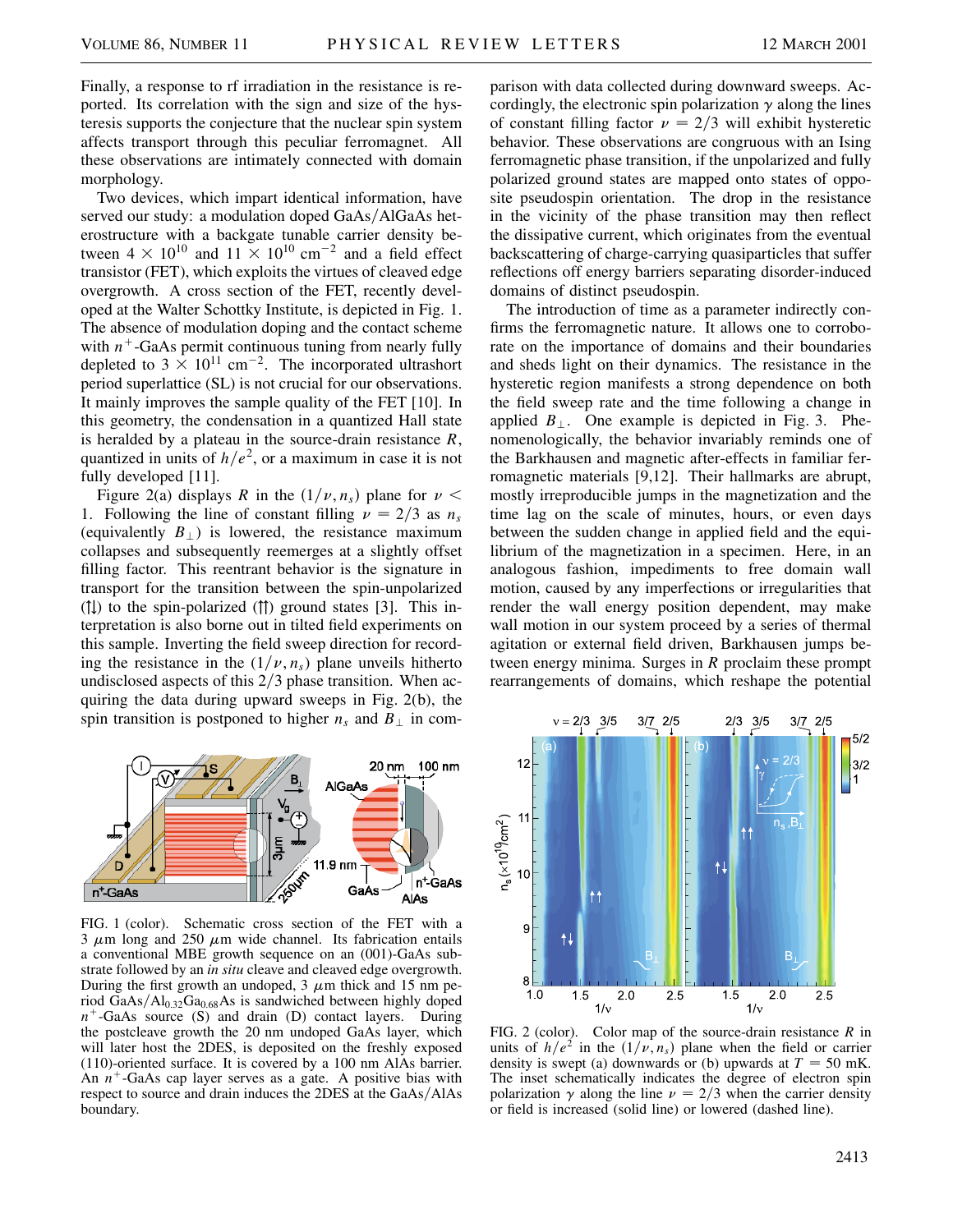Finally, a response to rf irradiation in the resistance is reported. Its correlation with the sign and size of the hysteresis supports the conjecture that the nuclear spin system affects transport through this peculiar ferromagnet. All these observations are intimately connected with domain morphology.

Two devices, which impart identical information, have served our study: a modulation doped GaAs/AlGaAs heterostructure with a backgate tunable carrier density between $4 \times 10^{10}$ and $11 \times 10^{10}$ cm$^{-2}$ and a field effect transistor (FET), which exploits the virtues of cleaved edge overgrowth. A cross section of the FET, recently developed at the Walter Schottky Institute, is depicted in Fig. 1. The absence of modulation doping and the contact scheme with $n^+$-GaAs permit continuous tuning from nearly fully depleted to $3 \times 10^{11}$ cm$^{-2}$. The incorporated ultrashort period superlattice (SL) is not crucial for our observations. It mainly improves the sample quality of the FET [10]. In this geometry, the condensation in a quantized Hall state is heralded by a plateau in the source-drain resistance $R$, quantized in units of $h/e^2$, or a maximum in case it is not fully developed [11].

Figure 2(a) displays $R$ in the $(1/\nu, n_s)$ plane for $\nu < 1$. Following the line of constant filling $\nu = 2/3$ as $n_s$ (equivalently $B_\perp$) is lowered, the resistance maximum collapses and subsequently reemerges at a slightly offset filling factor. This reentrant behavior is the signature in transport for the transition between the spin-unpolarized (↑↓) to the spin-polarized (↑↑) ground states [3]. This interpretation is also borne out in tilted field experiments on this sample. Inverting the field sweep direction for recording the resistance in the $(1/\nu, n_s)$ plane unveils hitherto undisclosed aspects of this 2/3 phase transition. When acquiring the data during upward sweeps in Fig. 2(b), the spin transition is postponed to higher $n_s$ and $B_\perp$ in comparison with data collected during downward sweeps. Accordingly, the electronic spin polarization $\gamma$ along the lines of constant filling factor $\nu = 2/3$ will exhibit hysteretic behavior. These observations are congruous with an Ising ferromagnetic phase transition, if the unpolarized and fully polarized ground states are mapped onto states of opposite pseudospin orientation. The drop in the resistance in the vicinity of the phase transition may then reflect the dissipative current, which originates from the eventual backscattering of charge-carrying quasiparticles that suffer reflections off energy barriers separating disorder-induced domains of distinct pseudospin.

The introduction of time as a parameter indirectly confirms the ferromagnetic nature. It allows one to corroborate on the importance of domains and their boundaries and sheds light on their dynamics. The resistance in the hysteretic region manifests a strong dependence on both the field sweep rate and the time following a change in applied $B_\perp$. One example is depicted in Fig. 3. Phenomenologically, the behavior invariably reminds one of the Barkhausen and magnetic after-effects in familiar ferromagnetic materials [9,12]. Their hallmarks are abrupt, mostly irreproducible jumps in the magnetization and the time lag on the scale of minutes, hours, or even days between the sudden change in applied field and the equilibrium of the magnetization in a specimen. Here, in an analogous fashion, impediments to free domain wall motion, caused by any imperfections or irregularities that render the wall energy position dependent, may make wall motion in our system proceed by a series of thermal agitation or external field driven, Barkhausen jumps between energy minima. Surges in $R$ proclaim these prompt rearrangements of domains, which reshape the potential

FIG. 1 (color). Schematic cross section of the FET with a 3 $\mu$m long and 250 $\mu$m wide channel. Its fabrication entails a conventional MBE growth sequence on an (001)-GaAs substrate followed by an *in situ* cleave and cleaved edge overgrowth. During the first growth an undoped, 3 $\mu$m thick and 15 nm period GaAs/$Al_{0.32}Ga_{0.68}As$ is sandwiched between highly doped $n^+$-GaAs source (S) and drain (D) contact layers. During the postcleave growth the 20 nm undoped GaAs layer, which will later host the 2DES, is deposited on the freshly exposed (110)-oriented surface. It is covered by a 100 nm AlAs barrier. An $n^+$-GaAs cap layer serves as a gate. A positive bias with respect to source and drain induces the 2DES at the GaAs/AlAs boundary.

FIG. 2 (color). Color map of the source-drain resistance $R$ in units of $h/e^2$ in the $(1/\nu, n_s)$ plane when the field or carrier density is swept (a) downwards or (b) upwards at $T = 50$ mK. The inset schematically indicates the degree of electron spin polarization $\gamma$ along the line $\nu = 2/3$ when the carrier density or field is increased (solid line) or lowered (dashed line).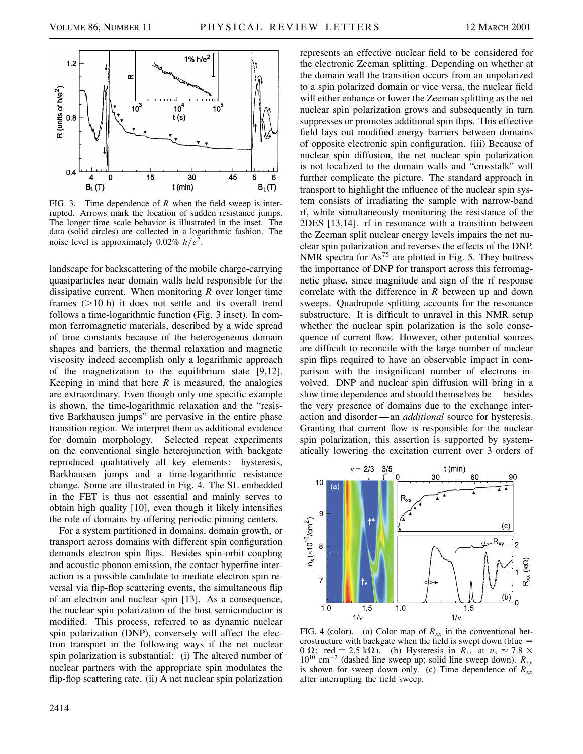1.2

0.8

0.4

R (units of h/e²)

4 0 15 30 45 5 6

$B_\perp$ (T) t (min) $B_\perp$ (T)

1% h/e²

R

$10^3$ $10^4$ $10^5$

t (s)

FIG. 3. Time dependence of $R$ when the field sweep is interrupted. Arrows mark the location of sudden resistance jumps. The longer time scale behavior is illustrated in the inset. The data (solid circles) are collected in a logarithmic fashion. The noise level is approximately 0.02% $h/e^2$.

landscape for backscattering of the mobile charge-carrying quasiparticles near domain walls held responsible for the dissipative current. When monitoring $R$ over longer time frames (>10 h) it does not settle and its overall trend follows a time-logarithmic function (Fig. 3 inset). In common ferromagnetic materials, described by a wide spread of time constants because of the heterogeneous domain shapes and barriers, the thermal relaxation and magnetic viscosity indeed accomplish only a logarithmic approach of the magnetization to the equilibrium state [9,12]. Keeping in mind that here $R$ is measured, the analogies are extraordinary. Even though only one specific example is shown, the time-logarithmic relaxation and the "resistive Barkhausen jumps" are pervasive in the entire phase transition region. We interpret them as additional evidence for domain morphology. Selected repeat experiments on the conventional single heterojunction with backgate reproduced qualitatively all key elements: hysteresis, Barkhausen jumps and a time-logarithmic resistance change. Some are illustrated in Fig. 4. The SL embedded in the FET is thus not essential and mainly serves to obtain high quality [10], even though it likely intensifies the role of domains by offering periodic pinning centers.

For a system partitioned in domains, domain growth, or transport across domains with different spin configuration demands electron spin flips. Besides spin-orbit coupling and acoustic phonon emission, the contact hyperfine interaction is a possible candidate to mediate electron spin reversal via flip-flop scattering events, the simultaneous flip of an electron and nuclear spin [13]. As a consequence, the nuclear spin polarization of the host semiconductor is modified. This process, referred to as dynamic nuclear spin polarization (DNP), conversely will affect the electron transport in the following ways if the net nuclear spin polarization is substantial: (i) The altered number of nuclear partners with the appropriate spin modulates the flip-flop scattering rate. (ii) A net nuclear spin polarization represents an effective nuclear field to be considered for the electronic Zeeman splitting. Depending on whether at the domain wall the transition occurs from an unpolarized to a spin polarized domain or vice versa, the nuclear field will either enhance or lower the Zeeman splitting as the net nuclear spin polarization grows and subsequently in turn suppresses or promotes additional spin flips. This effective field lays out modified energy barriers between domains of opposite electronic spin configuration. (iii) Because of nuclear spin diffusion, the net nuclear spin polarization is not localized to the domain walls and "crosstalk" will further complicate the picture. The standard approach in transport to highlight the influence of the nuclear spin system consists of irradiating the sample with narrow-band rf, while simultaneously monitoring the resistance of the 2DES [13,14]. rf in resonance with a transition between the Zeeman split nuclear energy levels impairs the net nuclear spin polarization and reverses the effects of the DNP. NMR spectra for $As^{75}$ are plotted in Fig. 5. They buttress the importance of DNP for transport across this ferromagnetic phase, since magnitude and sign of the rf response correlate with the difference in $R$ between up and down sweeps. Quadrupole splitting accounts for the resonance substructure. It is difficult to unravel in this NMR setup whether the nuclear spin polarization is the sole consequence of current flow. However, other potential sources are difficult to reconcile with the large number of nuclear spin flips required to have an observable impact in comparison with the insignificant number of electrons involved. DNP and nuclear spin diffusion will bring in a slow time dependence and should themselves be—besides the very presence of domains due to the exchange interaction and disorder—an *additional* source for hysteresis. Granting that current flow is responsible for the nuclear spin polarization, this assertion is supported by systematically lowering the excitation current over 3 orders of

$\nu$ = 2/3 3/5

t (min)

0 30 60 90

10 9 8 7

$n_s$ ($\times 10^{10}$/cm²)

(a)

↑↑

↑↓

1.0 1.5

1/ν

$R_{xx}$

(c)

$R_{xy}$

2 1 0

$R_{xx}$ (kΩ)

(b)

1.0 1.5

1/ν

FIG. 4 (color). (a) Color map of $R_{xx}$ in the conventional heterostructure with backgate when the field is swept down (blue = 0 Ω; red = 2.5 kΩ). (b) Hysteresis in $R_{xx}$ at $n_s \approx 7.8 \times 10^{10}$ cm$^{-2}$ (dashed line sweep up; solid line sweep down). $R_{xy}$ is shown for sweep down only. (c) Time dependence of $R_{xx}$ after interrupting the field sweep.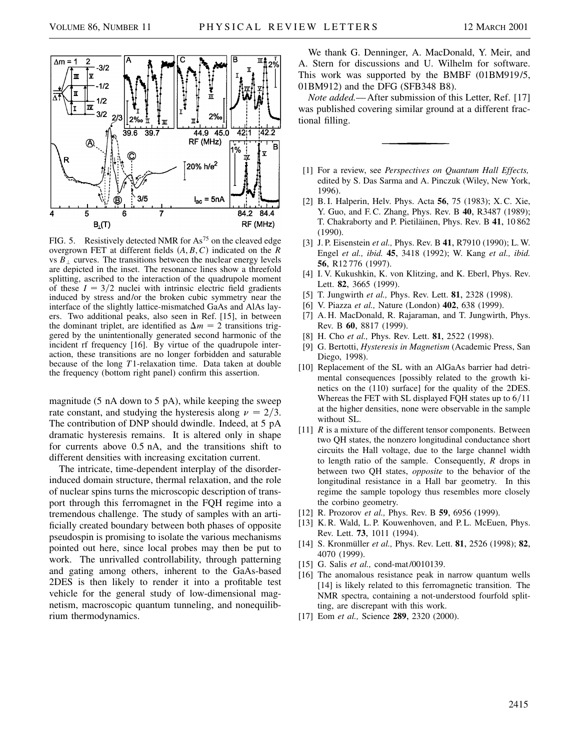FIG. 5. Resistively detected NMR for $As^{75}$ on the cleaved edge overgrown FET at different fields $(A, B, C)$ indicated on the $R$ vs $B_{\perp}$ curves. The transitions between the nuclear energy levels are depicted in the inset. The resonance lines show a threefold splitting, ascribed to the interaction of the quadrupole moment of these $I = 3/2$ nuclei with intrinsic electric field gradients induced by stress and/or the broken cubic symmetry near the interface of the slightly lattice-mismatched GaAs and AlAs layers. Two additional peaks, also seen in Ref. [15], in between the dominant triplet, are identified as $\Delta m = 2$ transitions triggered by the unintentionally generated second harmonic of the incident rf frequency [16]. By virtue of the quadrupole interaction, these transitions are no longer forbidden and saturable because of the long $T1$-relaxation time. Data taken at double the frequency (bottom right panel) confirm this assertion.

magnitude (5 nA down to 5 pA), while keeping the sweep rate constant, and studying the hysteresis along $\nu = 2/3$. The contribution of DNP should dwindle. Indeed, at 5 pA dramatic hysteresis remains. It is altered only in shape for currents above 0.5 nA, and the transitions shift to different densities with increasing excitation current.

The intricate, time-dependent interplay of the disorder-induced domain structure, thermal relaxation, and the role of nuclear spins turns the microscopic description of transport through this ferromagnet in the FQH regime into a tremendous challenge. The study of samples with an artificially created boundary between both phases of opposite pseudospin is promising to isolate the various mechanisms pointed out here, since local probes may then be put to work. The unrivalled controllability, through patterning and gating among others, inherent to the GaAs-based 2DES is then likely to render it into a profitable test vehicle for the general study of low-dimensional magnetism, macroscopic quantum tunneling, and nonequilibrium thermodynamics.

We thank G. Denninger, A. MacDonald, Y. Meir, and A. Stern for discussions and U. Wilhelm for software. This work was supported by the BMBF (01BM919/5, 01BM912) and the DFG (SFB348 B8).

*Note added.*—After submission of this Letter, Ref. [17] was published covering similar ground at a different fractional filling.

[1] For a review, see *Perspectives on Quantum Hall Effects,* edited by S. Das Sarma and A. Pinczuk (Wiley, New York, 1996).

[2] B. I. Halperin, Helv. Phys. Acta **56**, 75 (1983); X. C. Xie, Y. Guo, and F. C. Zhang, Phys. Rev. B **40**, R3487 (1989); T. Chakraborty and P. Pietiläinen, Phys. Rev. B **41**, 10 862 (1990).

[3] J. P. Eisenstein *et al.,* Phys. Rev. B **41**, R7910 (1990); L. W. Engel *et al., ibid.* **45**, 3418 (1992); W. Kang *et al., ibid.* **56**, R12 776 (1997).

[4] I. V. Kukushkin, K. von Klitzing, and K. Eberl, Phys. Rev. Lett. **82**, 3665 (1999).

[5] T. Jungwirth *et al.,* Phys. Rev. Lett. **81**, 2328 (1998).

[6] V. Piazza *et al.,* Nature (London) **402**, 638 (1999).

[7] A. H. MacDonald, R. Rajaraman, and T. Jungwirth, Phys. Rev. B **60**, 8817 (1999).

[8] H. Cho *et al.,* Phys. Rev. Lett. **81**, 2522 (1998).

[9] G. Bertotti, *Hysteresis in Magnetism* (Academic Press, San Diego, 1998).

[10] Replacement of the SL with an AlGaAs barrier had detrimental consequences [possibly related to the growth kinetics on the (110) surface] for the quality of the 2DES. Whereas the FET with SL displayed FQH states up to 6/11 at the higher densities, none were observable in the sample without SL.

[11] $R$ is a mixture of the different tensor components. Between two QH states, the nonzero longitudinal conductance short circuits the Hall voltage, due to the large channel width to length ratio of the sample. Consequently, $R$ drops in between two QH states, *opposite* to the behavior of the longitudinal resistance in a Hall bar geometry. In this regime the sample topology thus resembles more closely the corbino geometry.

[12] R. Prozorov *et al.,* Phys. Rev. B **59**, 6956 (1999).

[13] K. R. Wald, L. P. Kouwenhoven, and P. L. McEuen, Phys. Rev. Lett. **73**, 1011 (1994).

[14] S. Kronmüller *et al.,* Phys. Rev. Lett. **81**, 2526 (1998); **82**, 4070 (1999).

[15] G. Salis *et al.,* cond-mat/0010139.

[16] The anomalous resistance peak in narrow quantum wells [14] is likely related to this ferromagnetic transition. The NMR spectra, containing a not-understood fourfold splitting, are discrepant with this work.

[17] Eom *et al.,* Science **289**, 2320 (2000).